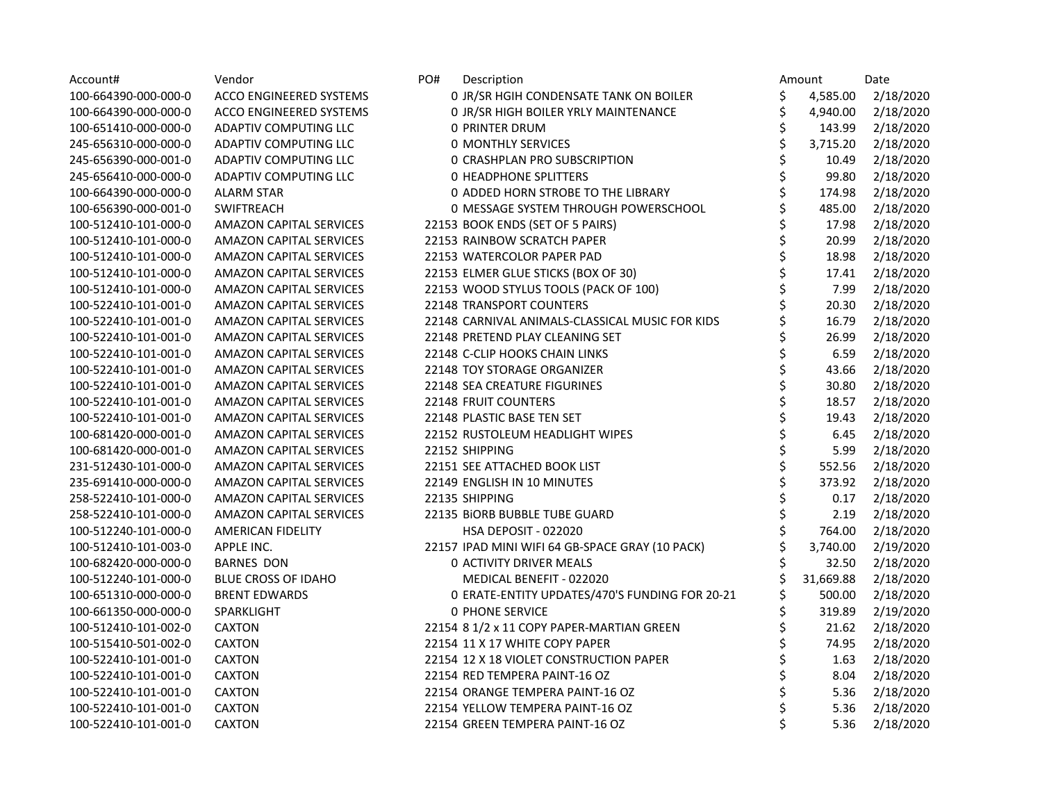| Account# | Vendor | PO# | Description | Amount | Date |
| --- | --- | --- | --- | --- | --- |
| 100-664390-000-000-0 | ACCO ENGINEERED SYSTEMS | 0 | JR/SR HGIH CONDENSATE TANK ON BOILER | $ 4,585.00 | 2/18/2020 |
| 100-664390-000-000-0 | ACCO ENGINEERED SYSTEMS | 0 | JR/SR HIGH BOILER YRLY MAINTENANCE | $ 4,940.00 | 2/18/2020 |
| 100-651410-000-000-0 | ADAPTIV COMPUTING LLC | 0 | PRINTER DRUM | $ 143.99 | 2/18/2020 |
| 245-656310-000-000-0 | ADAPTIV COMPUTING LLC | 0 | MONTHLY SERVICES | $ 3,715.20 | 2/18/2020 |
| 245-656390-000-001-0 | ADAPTIV COMPUTING LLC | 0 | CRASHPLAN PRO SUBSCRIPTION | $ 10.49 | 2/18/2020 |
| 245-656410-000-000-0 | ADAPTIV COMPUTING LLC | 0 | HEADPHONE SPLITTERS | $ 99.80 | 2/18/2020 |
| 100-664390-000-000-0 | ALARM STAR | 0 | ADDED HORN STROBE TO THE LIBRARY | $ 174.98 | 2/18/2020 |
| 100-656390-000-001-0 | SWIFTREACH | 0 | MESSAGE SYSTEM THROUGH POWERSCHOOL | $ 485.00 | 2/18/2020 |
| 100-512410-101-000-0 | AMAZON CAPITAL SERVICES | 22153 | BOOK ENDS (SET OF 5 PAIRS) | $ 17.98 | 2/18/2020 |
| 100-512410-101-000-0 | AMAZON CAPITAL SERVICES | 22153 | RAINBOW SCRATCH PAPER | $ 20.99 | 2/18/2020 |
| 100-512410-101-000-0 | AMAZON CAPITAL SERVICES | 22153 | WATERCOLOR PAPER PAD | $ 18.98 | 2/18/2020 |
| 100-512410-101-000-0 | AMAZON CAPITAL SERVICES | 22153 | ELMER GLUE STICKS (BOX OF 30) | $ 17.41 | 2/18/2020 |
| 100-512410-101-000-0 | AMAZON CAPITAL SERVICES | 22153 | WOOD STYLUS TOOLS (PACK OF 100) | $ 7.99 | 2/18/2020 |
| 100-522410-101-001-0 | AMAZON CAPITAL SERVICES | 22148 | TRANSPORT COUNTERS | $ 20.30 | 2/18/2020 |
| 100-522410-101-001-0 | AMAZON CAPITAL SERVICES | 22148 | CARNIVAL ANIMALS-CLASSICAL MUSIC FOR KIDS | $ 16.79 | 2/18/2020 |
| 100-522410-101-001-0 | AMAZON CAPITAL SERVICES | 22148 | PRETEND PLAY CLEANING SET | $ 26.99 | 2/18/2020 |
| 100-522410-101-001-0 | AMAZON CAPITAL SERVICES | 22148 | C-CLIP HOOKS CHAIN LINKS | $ 6.59 | 2/18/2020 |
| 100-522410-101-001-0 | AMAZON CAPITAL SERVICES | 22148 | TOY STORAGE ORGANIZER | $ 43.66 | 2/18/2020 |
| 100-522410-101-001-0 | AMAZON CAPITAL SERVICES | 22148 | SEA CREATURE FIGURINES | $ 30.80 | 2/18/2020 |
| 100-522410-101-001-0 | AMAZON CAPITAL SERVICES | 22148 | FRUIT COUNTERS | $ 18.57 | 2/18/2020 |
| 100-522410-101-001-0 | AMAZON CAPITAL SERVICES | 22148 | PLASTIC BASE TEN SET | $ 19.43 | 2/18/2020 |
| 100-681420-000-001-0 | AMAZON CAPITAL SERVICES | 22152 | RUSTOLEUM HEADLIGHT WIPES | $ 6.45 | 2/18/2020 |
| 100-681420-000-001-0 | AMAZON CAPITAL SERVICES | 22152 | SHIPPING | $ 5.99 | 2/18/2020 |
| 231-512430-101-000-0 | AMAZON CAPITAL SERVICES | 22151 | SEE ATTACHED BOOK LIST | $ 552.56 | 2/18/2020 |
| 235-691410-000-000-0 | AMAZON CAPITAL SERVICES | 22149 | ENGLISH IN 10 MINUTES | $ 373.92 | 2/18/2020 |
| 258-522410-101-000-0 | AMAZON CAPITAL SERVICES | 22135 | SHIPPING | $ 0.17 | 2/18/2020 |
| 258-522410-101-000-0 | AMAZON CAPITAL SERVICES | 22135 | BiORB BUBBLE TUBE GUARD | $ 2.19 | 2/18/2020 |
| 100-512240-101-000-0 | AMERICAN FIDELITY | | HSA DEPOSIT - 022020 | $ 764.00 | 2/18/2020 |
| 100-512410-101-003-0 | APPLE INC. | 22157 | IPAD MINI WIFI 64 GB-SPACE GRAY (10 PACK) | $ 3,740.00 | 2/19/2020 |
| 100-682420-000-000-0 | BARNES DON | 0 | ACTIVITY DRIVER MEALS | $ 32.50 | 2/18/2020 |
| 100-512240-101-000-0 | BLUE CROSS OF IDAHO | | MEDICAL BENEFIT - 022020 | $ 31,669.88 | 2/18/2020 |
| 100-651310-000-000-0 | BRENT EDWARDS | 0 | ERATE-ENTITY UPDATES/470'S FUNDING FOR 20-21 | $ 500.00 | 2/18/2020 |
| 100-661350-000-000-0 | SPARKLIGHT | 0 | PHONE SERVICE | $ 319.89 | 2/19/2020 |
| 100-512410-101-002-0 | CAXTON | 22154 | 8 1/2 x 11 COPY PAPER-MARTIAN GREEN | $ 21.62 | 2/18/2020 |
| 100-515410-501-002-0 | CAXTON | 22154 | 11 X 17 WHITE COPY PAPER | $ 74.95 | 2/18/2020 |
| 100-522410-101-001-0 | CAXTON | 22154 | 12 X 18 VIOLET CONSTRUCTION PAPER | $ 1.63 | 2/18/2020 |
| 100-522410-101-001-0 | CAXTON | 22154 | RED TEMPERA PAINT-16 OZ | $ 8.04 | 2/18/2020 |
| 100-522410-101-001-0 | CAXTON | 22154 | ORANGE TEMPERA PAINT-16 OZ | $ 5.36 | 2/18/2020 |
| 100-522410-101-001-0 | CAXTON | 22154 | YELLOW TEMPERA PAINT-16 OZ | $ 5.36 | 2/18/2020 |
| 100-522410-101-001-0 | CAXTON | 22154 | GREEN TEMPERA PAINT-16 OZ | $ 5.36 | 2/18/2020 |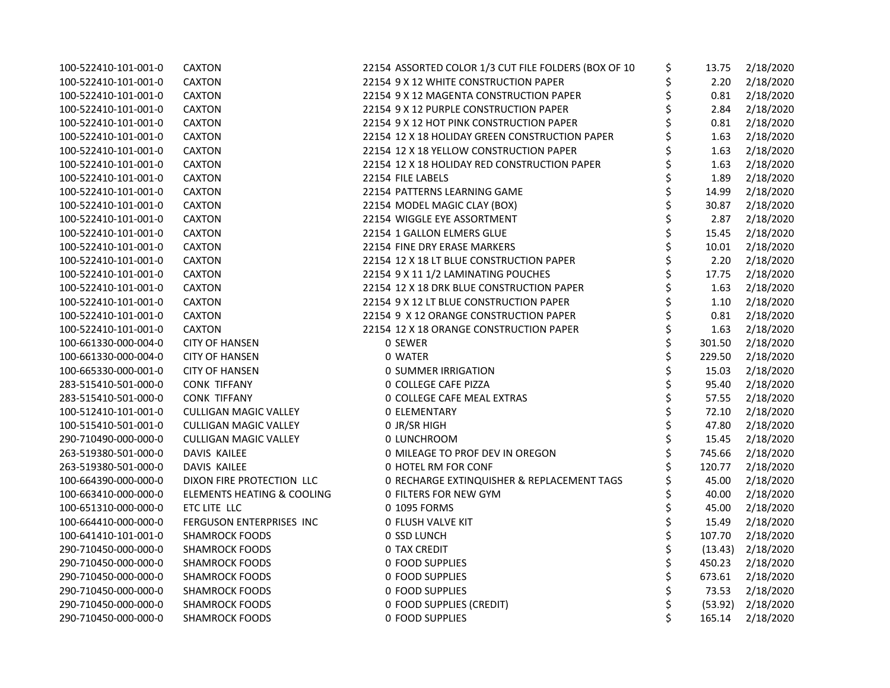| | | | | |
|---|---|---|---|---|
| 100-522410-101-001-0 | CAXTON | 22154 ASSORTED COLOR 1/3 CUT FILE FOLDERS (BOX OF 10 | $ 13.75 | 2/18/2020 |
| 100-522410-101-001-0 | CAXTON | 22154 9 X 12 WHITE CONSTRUCTION PAPER | $ 2.20 | 2/18/2020 |
| 100-522410-101-001-0 | CAXTON | 22154 9 X 12 MAGENTA CONSTRUCTION PAPER | $ 0.81 | 2/18/2020 |
| 100-522410-101-001-0 | CAXTON | 22154 9 X 12 PURPLE CONSTRUCTION PAPER | $ 2.84 | 2/18/2020 |
| 100-522410-101-001-0 | CAXTON | 22154 9 X 12 HOT PINK CONSTRUCTION PAPER | $ 0.81 | 2/18/2020 |
| 100-522410-101-001-0 | CAXTON | 22154 12 X 18 HOLIDAY GREEN CONSTRUCTION PAPER | $ 1.63 | 2/18/2020 |
| 100-522410-101-001-0 | CAXTON | 22154 12 X 18 YELLOW CONSTRUCTION PAPER | $ 1.63 | 2/18/2020 |
| 100-522410-101-001-0 | CAXTON | 22154 12 X 18 HOLIDAY RED CONSTRUCTION PAPER | $ 1.63 | 2/18/2020 |
| 100-522410-101-001-0 | CAXTON | 22154 FILE LABELS | $ 1.89 | 2/18/2020 |
| 100-522410-101-001-0 | CAXTON | 22154 PATTERNS LEARNING GAME | $ 14.99 | 2/18/2020 |
| 100-522410-101-001-0 | CAXTON | 22154 MODEL MAGIC CLAY (BOX) | $ 30.87 | 2/18/2020 |
| 100-522410-101-001-0 | CAXTON | 22154 WIGGLE EYE ASSORTMENT | $ 2.87 | 2/18/2020 |
| 100-522410-101-001-0 | CAXTON | 22154 1 GALLON ELMERS GLUE | $ 15.45 | 2/18/2020 |
| 100-522410-101-001-0 | CAXTON | 22154 FINE DRY ERASE MARKERS | $ 10.01 | 2/18/2020 |
| 100-522410-101-001-0 | CAXTON | 22154 12 X 18 LT BLUE CONSTRUCTION PAPER | $ 2.20 | 2/18/2020 |
| 100-522410-101-001-0 | CAXTON | 22154 9 X 11 1/2 LAMINATING POUCHES | $ 17.75 | 2/18/2020 |
| 100-522410-101-001-0 | CAXTON | 22154 12 X 18 DRK BLUE CONSTRUCTION PAPER | $ 1.63 | 2/18/2020 |
| 100-522410-101-001-0 | CAXTON | 22154 9 X 12 LT BLUE CONSTRUCTION PAPER | $ 1.10 | 2/18/2020 |
| 100-522410-101-001-0 | CAXTON | 22154 9 X 12 ORANGE CONSTRUCTION PAPER | $ 0.81 | 2/18/2020 |
| 100-522410-101-001-0 | CAXTON | 22154 12 X 18 ORANGE CONSTRUCTION PAPER | $ 1.63 | 2/18/2020 |
| 100-661330-000-004-0 | CITY OF HANSEN | 0 SEWER | $ 301.50 | 2/18/2020 |
| 100-661330-000-004-0 | CITY OF HANSEN | 0 WATER | $ 229.50 | 2/18/2020 |
| 100-665330-000-001-0 | CITY OF HANSEN | 0 SUMMER IRRIGATION | $ 15.03 | 2/18/2020 |
| 283-515410-501-000-0 | CONK TIFFANY | 0 COLLEGE CAFE PIZZA | $ 95.40 | 2/18/2020 |
| 283-515410-501-000-0 | CONK TIFFANY | 0 COLLEGE CAFE MEAL EXTRAS | $ 57.55 | 2/18/2020 |
| 100-512410-101-001-0 | CULLIGAN MAGIC VALLEY | 0 ELEMENTARY | $ 72.10 | 2/18/2020 |
| 100-515410-501-001-0 | CULLIGAN MAGIC VALLEY | 0 JR/SR HIGH | $ 47.80 | 2/18/2020 |
| 290-710490-000-000-0 | CULLIGAN MAGIC VALLEY | 0 LUNCHROOM | $ 15.45 | 2/18/2020 |
| 263-519380-501-000-0 | DAVIS KAILEE | 0 MILEAGE TO PROF DEV IN OREGON | $ 745.66 | 2/18/2020 |
| 263-519380-501-000-0 | DAVIS KAILEE | 0 HOTEL RM FOR CONF | $ 120.77 | 2/18/2020 |
| 100-664390-000-000-0 | DIXON FIRE PROTECTION LLC | 0 RECHARGE EXTINQUISHER & REPLACEMENT TAGS | $ 45.00 | 2/18/2020 |
| 100-663410-000-000-0 | ELEMENTS HEATING & COOLING | 0 FILTERS FOR NEW GYM | $ 40.00 | 2/18/2020 |
| 100-651310-000-000-0 | ETC LITE LLC | 0 1095 FORMS | $ 45.00 | 2/18/2020 |
| 100-664410-000-000-0 | FERGUSON ENTERPRISES INC | 0 FLUSH VALVE KIT | $ 15.49 | 2/18/2020 |
| 100-641410-101-001-0 | SHAMROCK FOODS | 0 SSD LUNCH | $ 107.70 | 2/18/2020 |
| 290-710450-000-000-0 | SHAMROCK FOODS | 0 TAX CREDIT | $ (13.43) | 2/18/2020 |
| 290-710450-000-000-0 | SHAMROCK FOODS | 0 FOOD SUPPLIES | $ 450.23 | 2/18/2020 |
| 290-710450-000-000-0 | SHAMROCK FOODS | 0 FOOD SUPPLIES | $ 673.61 | 2/18/2020 |
| 290-710450-000-000-0 | SHAMROCK FOODS | 0 FOOD SUPPLIES | $ 73.53 | 2/18/2020 |
| 290-710450-000-000-0 | SHAMROCK FOODS | 0 FOOD SUPPLIES (CREDIT) | $ (53.92) | 2/18/2020 |
| 290-710450-000-000-0 | SHAMROCK FOODS | 0 FOOD SUPPLIES | $ 165.14 | 2/18/2020 |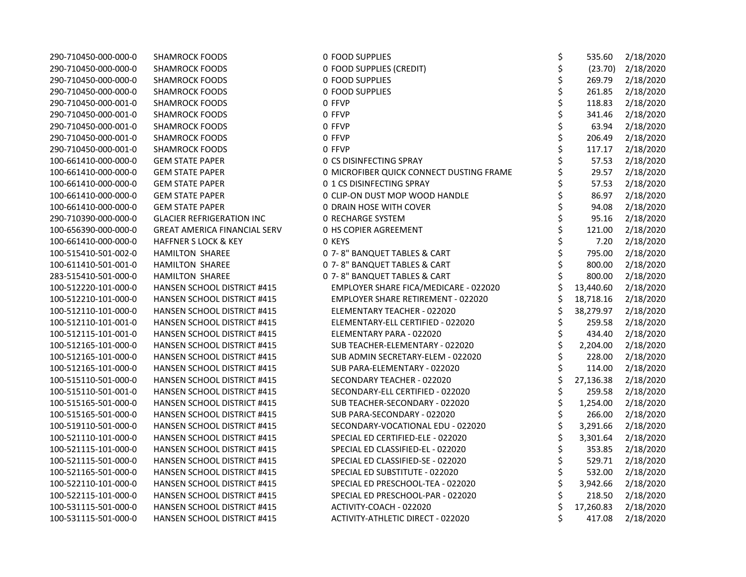| | | | | |
|---|---|---|---|---|
| 290-710450-000-000-0 | SHAMROCK FOODS | 0 FOOD SUPPLIES | $ 535.60 | 2/18/2020 |
| 290-710450-000-000-0 | SHAMROCK FOODS | 0 FOOD SUPPLIES (CREDIT) | $ (23.70) | 2/18/2020 |
| 290-710450-000-000-0 | SHAMROCK FOODS | 0 FOOD SUPPLIES | $ 269.79 | 2/18/2020 |
| 290-710450-000-000-0 | SHAMROCK FOODS | 0 FOOD SUPPLIES | $ 261.85 | 2/18/2020 |
| 290-710450-000-001-0 | SHAMROCK FOODS | 0 FFVP | $ 118.83 | 2/18/2020 |
| 290-710450-000-001-0 | SHAMROCK FOODS | 0 FFVP | $ 341.46 | 2/18/2020 |
| 290-710450-000-001-0 | SHAMROCK FOODS | 0 FFVP | $ 63.94 | 2/18/2020 |
| 290-710450-000-001-0 | SHAMROCK FOODS | 0 FFVP | $ 206.49 | 2/18/2020 |
| 290-710450-000-001-0 | SHAMROCK FOODS | 0 FFVP | $ 117.17 | 2/18/2020 |
| 100-661410-000-000-0 | GEM STATE PAPER | 0 CS DISINFECTING SPRAY | $ 57.53 | 2/18/2020 |
| 100-661410-000-000-0 | GEM STATE PAPER | 0 MICROFIBER QUICK CONNECT DUSTING FRAME | $ 29.57 | 2/18/2020 |
| 100-661410-000-000-0 | GEM STATE PAPER | 0 1 CS DISINFECTING SPRAY | $ 57.53 | 2/18/2020 |
| 100-661410-000-000-0 | GEM STATE PAPER | 0 CLIP-ON DUST MOP WOOD HANDLE | $ 86.97 | 2/18/2020 |
| 100-661410-000-000-0 | GEM STATE PAPER | 0 DRAIN HOSE WITH COVER | $ 94.08 | 2/18/2020 |
| 290-710390-000-000-0 | GLACIER REFRIGERATION INC | 0 RECHARGE SYSTEM | $ 95.16 | 2/18/2020 |
| 100-656390-000-000-0 | GREAT AMERICA FINANCIAL SERV | 0 HS COPIER AGREEMENT | $ 121.00 | 2/18/2020 |
| 100-661410-000-000-0 | HAFFNER S LOCK & KEY | 0 KEYS | $ 7.20 | 2/18/2020 |
| 100-515410-501-002-0 | HAMILTON SHAREE | 0 7- 8" BANQUET TABLES & CART | $ 795.00 | 2/18/2020 |
| 100-611410-501-001-0 | HAMILTON SHAREE | 0 7- 8" BANQUET TABLES & CART | $ 800.00 | 2/18/2020 |
| 283-515410-501-000-0 | HAMILTON SHAREE | 0 7- 8" BANQUET TABLES & CART | $ 800.00 | 2/18/2020 |
| 100-512220-101-000-0 | HANSEN SCHOOL DISTRICT #415 | EMPLOYER SHARE FICA/MEDICARE - 022020 | $ 13,440.60 | 2/18/2020 |
| 100-512210-101-000-0 | HANSEN SCHOOL DISTRICT #415 | EMPLOYER SHARE RETIREMENT - 022020 | $ 18,718.16 | 2/18/2020 |
| 100-512110-101-000-0 | HANSEN SCHOOL DISTRICT #415 | ELEMENTARY TEACHER - 022020 | $ 38,279.97 | 2/18/2020 |
| 100-512110-101-001-0 | HANSEN SCHOOL DISTRICT #415 | ELEMENTARY-ELL CERTIFIED - 022020 | $ 259.58 | 2/18/2020 |
| 100-512115-101-001-0 | HANSEN SCHOOL DISTRICT #415 | ELEMENTARY PARA - 022020 | $ 434.40 | 2/18/2020 |
| 100-512165-101-000-0 | HANSEN SCHOOL DISTRICT #415 | SUB TEACHER-ELEMENTARY - 022020 | $ 2,204.00 | 2/18/2020 |
| 100-512165-101-000-0 | HANSEN SCHOOL DISTRICT #415 | SUB ADMIN SECRETARY-ELEM - 022020 | $ 228.00 | 2/18/2020 |
| 100-512165-101-000-0 | HANSEN SCHOOL DISTRICT #415 | SUB PARA-ELEMENTARY - 022020 | $ 114.00 | 2/18/2020 |
| 100-515110-501-000-0 | HANSEN SCHOOL DISTRICT #415 | SECONDARY TEACHER - 022020 | $ 27,136.38 | 2/18/2020 |
| 100-515110-501-001-0 | HANSEN SCHOOL DISTRICT #415 | SECONDARY-ELL CERTIFIED - 022020 | $ 259.58 | 2/18/2020 |
| 100-515165-501-000-0 | HANSEN SCHOOL DISTRICT #415 | SUB TEACHER-SECONDARY - 022020 | $ 1,254.00 | 2/18/2020 |
| 100-515165-501-000-0 | HANSEN SCHOOL DISTRICT #415 | SUB PARA-SECONDARY - 022020 | $ 266.00 | 2/18/2020 |
| 100-519110-501-000-0 | HANSEN SCHOOL DISTRICT #415 | SECONDARY-VOCATIONAL EDU - 022020 | $ 3,291.66 | 2/18/2020 |
| 100-521110-101-000-0 | HANSEN SCHOOL DISTRICT #415 | SPECIAL ED CERTIFIED-ELE - 022020 | $ 3,301.64 | 2/18/2020 |
| 100-521115-101-000-0 | HANSEN SCHOOL DISTRICT #415 | SPECIAL ED CLASSIFIED-EL - 022020 | $ 353.85 | 2/18/2020 |
| 100-521115-501-000-0 | HANSEN SCHOOL DISTRICT #415 | SPECIAL ED CLASSIFIED-SE - 022020 | $ 529.71 | 2/18/2020 |
| 100-521165-501-000-0 | HANSEN SCHOOL DISTRICT #415 | SPECIAL ED SUBSTITUTE - 022020 | $ 532.00 | 2/18/2020 |
| 100-522110-101-000-0 | HANSEN SCHOOL DISTRICT #415 | SPECIAL ED PRESCHOOL-TEA - 022020 | $ 3,942.66 | 2/18/2020 |
| 100-522115-101-000-0 | HANSEN SCHOOL DISTRICT #415 | SPECIAL ED PRESCHOOL-PAR - 022020 | $ 218.50 | 2/18/2020 |
| 100-531115-501-000-0 | HANSEN SCHOOL DISTRICT #415 | ACTIVITY-COACH - 022020 | $ 17,260.83 | 2/18/2020 |
| 100-531115-501-000-0 | HANSEN SCHOOL DISTRICT #415 | ACTIVITY-ATHLETIC DIRECT - 022020 | $ 417.08 | 2/18/2020 |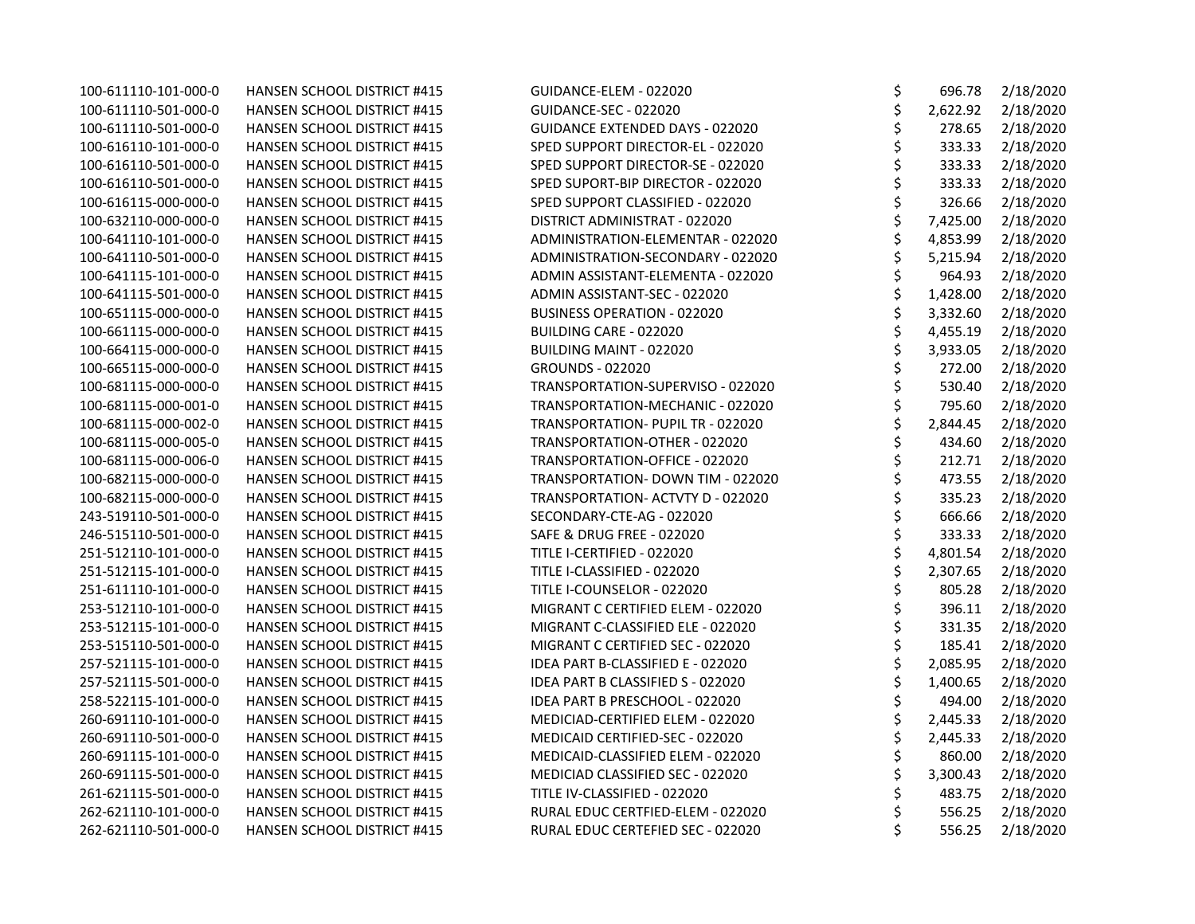| | | | | |
|---|---|---|---|---|
| 100-611110-101-000-0 | HANSEN SCHOOL DISTRICT #415 | GUIDANCE-ELEM - 022020 | $ 696.78 | 2/18/2020 |
| 100-611110-501-000-0 | HANSEN SCHOOL DISTRICT #415 | GUIDANCE-SEC - 022020 | $ 2,622.92 | 2/18/2020 |
| 100-611110-501-000-0 | HANSEN SCHOOL DISTRICT #415 | GUIDANCE EXTENDED DAYS - 022020 | $ 278.65 | 2/18/2020 |
| 100-616110-101-000-0 | HANSEN SCHOOL DISTRICT #415 | SPED SUPPORT DIRECTOR-EL - 022020 | $ 333.33 | 2/18/2020 |
| 100-616110-501-000-0 | HANSEN SCHOOL DISTRICT #415 | SPED SUPPORT DIRECTOR-SE - 022020 | $ 333.33 | 2/18/2020 |
| 100-616110-501-000-0 | HANSEN SCHOOL DISTRICT #415 | SPED SUPORT-BIP DIRECTOR - 022020 | $ 333.33 | 2/18/2020 |
| 100-616115-000-000-0 | HANSEN SCHOOL DISTRICT #415 | SPED SUPPORT CLASSIFIED - 022020 | $ 326.66 | 2/18/2020 |
| 100-632110-000-000-0 | HANSEN SCHOOL DISTRICT #415 | DISTRICT ADMINISTRAT - 022020 | $ 7,425.00 | 2/18/2020 |
| 100-641110-101-000-0 | HANSEN SCHOOL DISTRICT #415 | ADMINISTRATION-ELEMENTAR - 022020 | $ 4,853.99 | 2/18/2020 |
| 100-641110-501-000-0 | HANSEN SCHOOL DISTRICT #415 | ADMINISTRATION-SECONDARY - 022020 | $ 5,215.94 | 2/18/2020 |
| 100-641115-101-000-0 | HANSEN SCHOOL DISTRICT #415 | ADMIN ASSISTANT-ELEMENTA - 022020 | $ 964.93 | 2/18/2020 |
| 100-641115-501-000-0 | HANSEN SCHOOL DISTRICT #415 | ADMIN ASSISTANT-SEC - 022020 | $ 1,428.00 | 2/18/2020 |
| 100-651115-000-000-0 | HANSEN SCHOOL DISTRICT #415 | BUSINESS OPERATION - 022020 | $ 3,332.60 | 2/18/2020 |
| 100-661115-000-000-0 | HANSEN SCHOOL DISTRICT #415 | BUILDING CARE - 022020 | $ 4,455.19 | 2/18/2020 |
| 100-664115-000-000-0 | HANSEN SCHOOL DISTRICT #415 | BUILDING MAINT - 022020 | $ 3,933.05 | 2/18/2020 |
| 100-665115-000-000-0 | HANSEN SCHOOL DISTRICT #415 | GROUNDS - 022020 | $ 272.00 | 2/18/2020 |
| 100-681115-000-000-0 | HANSEN SCHOOL DISTRICT #415 | TRANSPORTATION-SUPERVISO - 022020 | $ 530.40 | 2/18/2020 |
| 100-681115-000-001-0 | HANSEN SCHOOL DISTRICT #415 | TRANSPORTATION-MECHANIC - 022020 | $ 795.60 | 2/18/2020 |
| 100-681115-000-002-0 | HANSEN SCHOOL DISTRICT #415 | TRANSPORTATION- PUPIL TR - 022020 | $ 2,844.45 | 2/18/2020 |
| 100-681115-000-005-0 | HANSEN SCHOOL DISTRICT #415 | TRANSPORTATION-OTHER - 022020 | $ 434.60 | 2/18/2020 |
| 100-681115-000-006-0 | HANSEN SCHOOL DISTRICT #415 | TRANSPORTATION-OFFICE - 022020 | $ 212.71 | 2/18/2020 |
| 100-682115-000-000-0 | HANSEN SCHOOL DISTRICT #415 | TRANSPORTATION- DOWN TIM - 022020 | $ 473.55 | 2/18/2020 |
| 100-682115-000-000-0 | HANSEN SCHOOL DISTRICT #415 | TRANSPORTATION- ACTVTY D - 022020 | $ 335.23 | 2/18/2020 |
| 243-519110-501-000-0 | HANSEN SCHOOL DISTRICT #415 | SECONDARY-CTE-AG - 022020 | $ 666.66 | 2/18/2020 |
| 246-515110-501-000-0 | HANSEN SCHOOL DISTRICT #415 | SAFE & DRUG FREE - 022020 | $ 333.33 | 2/18/2020 |
| 251-512110-101-000-0 | HANSEN SCHOOL DISTRICT #415 | TITLE I-CERTIFIED - 022020 | $ 4,801.54 | 2/18/2020 |
| 251-512115-101-000-0 | HANSEN SCHOOL DISTRICT #415 | TITLE I-CLASSIFIED - 022020 | $ 2,307.65 | 2/18/2020 |
| 251-611110-101-000-0 | HANSEN SCHOOL DISTRICT #415 | TITLE I-COUNSELOR - 022020 | $ 805.28 | 2/18/2020 |
| 253-512110-101-000-0 | HANSEN SCHOOL DISTRICT #415 | MIGRANT C CERTIFIED ELEM - 022020 | $ 396.11 | 2/18/2020 |
| 253-512115-101-000-0 | HANSEN SCHOOL DISTRICT #415 | MIGRANT C-CLASSIFIED ELE - 022020 | $ 331.35 | 2/18/2020 |
| 253-515110-501-000-0 | HANSEN SCHOOL DISTRICT #415 | MIGRANT C CERTIFIED SEC - 022020 | $ 185.41 | 2/18/2020 |
| 257-521115-101-000-0 | HANSEN SCHOOL DISTRICT #415 | IDEA PART B-CLASSIFIED E - 022020 | $ 2,085.95 | 2/18/2020 |
| 257-521115-501-000-0 | HANSEN SCHOOL DISTRICT #415 | IDEA PART B CLASSIFIED S - 022020 | $ 1,400.65 | 2/18/2020 |
| 258-522115-101-000-0 | HANSEN SCHOOL DISTRICT #415 | IDEA PART B PRESCHOOL - 022020 | $ 494.00 | 2/18/2020 |
| 260-691110-101-000-0 | HANSEN SCHOOL DISTRICT #415 | MEDICIAD-CERTIFIED ELEM - 022020 | $ 2,445.33 | 2/18/2020 |
| 260-691110-501-000-0 | HANSEN SCHOOL DISTRICT #415 | MEDICAID CERTIFIED-SEC - 022020 | $ 2,445.33 | 2/18/2020 |
| 260-691115-101-000-0 | HANSEN SCHOOL DISTRICT #415 | MEDICAID-CLASSIFIED ELEM - 022020 | $ 860.00 | 2/18/2020 |
| 260-691115-501-000-0 | HANSEN SCHOOL DISTRICT #415 | MEDICIAD CLASSIFIED SEC - 022020 | $ 3,300.43 | 2/18/2020 |
| 261-621115-501-000-0 | HANSEN SCHOOL DISTRICT #415 | TITLE IV-CLASSIFIED - 022020 | $ 483.75 | 2/18/2020 |
| 262-621110-101-000-0 | HANSEN SCHOOL DISTRICT #415 | RURAL EDUC CERTFIED-ELEM - 022020 | $ 556.25 | 2/18/2020 |
| 262-621110-501-000-0 | HANSEN SCHOOL DISTRICT #415 | RURAL EDUC CERTEFIED SEC - 022020 | $ 556.25 | 2/18/2020 |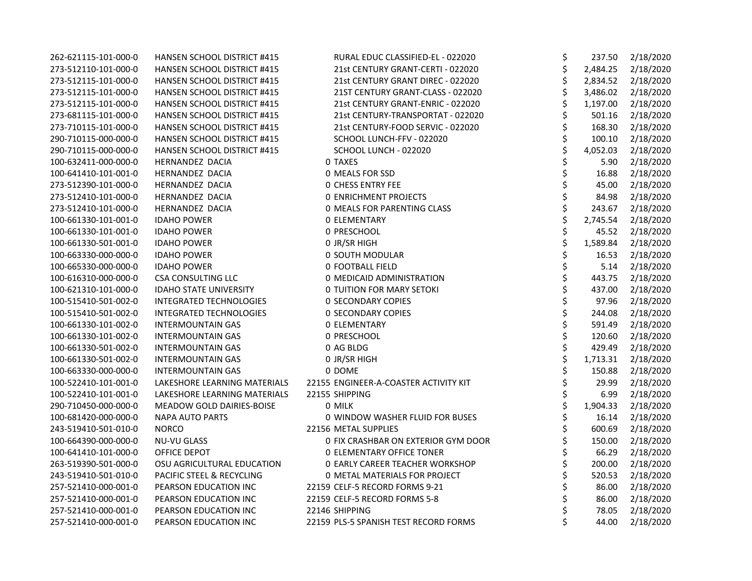| | | | | | |
|---|---|---|---|---|---|
| 262-621115-101-000-0 | HANSEN SCHOOL DISTRICT #415 | RURAL EDUC CLASSIFIED-EL - 022020 | $ | 237.50 | 2/18/2020 |
| 273-512110-101-000-0 | HANSEN SCHOOL DISTRICT #415 | 21st CENTURY GRANT-CERTI - 022020 | $ | 2,484.25 | 2/18/2020 |
| 273-512115-101-000-0 | HANSEN SCHOOL DISTRICT #415 | 21st CENTURY GRANT DIREC - 022020 | $ | 2,834.52 | 2/18/2020 |
| 273-512115-101-000-0 | HANSEN SCHOOL DISTRICT #415 | 21ST CENTURY GRANT-CLASS - 022020 | $ | 3,486.02 | 2/18/2020 |
| 273-512115-101-000-0 | HANSEN SCHOOL DISTRICT #415 | 21st CENTURY GRANT-ENRIC - 022020 | $ | 1,197.00 | 2/18/2020 |
| 273-681115-101-000-0 | HANSEN SCHOOL DISTRICT #415 | 21st CENTURY-TRANSPORTAT - 022020 | $ | 501.16 | 2/18/2020 |
| 273-710115-101-000-0 | HANSEN SCHOOL DISTRICT #415 | 21st CENTURY-FOOD SERVIC - 022020 | $ | 168.30 | 2/18/2020 |
| 290-710115-000-000-0 | HANSEN SCHOOL DISTRICT #415 | SCHOOL LUNCH-FFV - 022020 | $ | 100.10 | 2/18/2020 |
| 290-710115-000-000-0 | HANSEN SCHOOL DISTRICT #415 | SCHOOL LUNCH - 022020 | $ | 4,052.03 | 2/18/2020 |
| 100-632411-000-000-0 | HERNANDEZ DACIA | 0 TAXES | $ | 5.90 | 2/18/2020 |
| 100-641410-101-001-0 | HERNANDEZ DACIA | 0 MEALS FOR SSD | $ | 16.88 | 2/18/2020 |
| 273-512390-101-000-0 | HERNANDEZ DACIA | 0 CHESS ENTRY FEE | $ | 45.00 | 2/18/2020 |
| 273-512410-101-000-0 | HERNANDEZ DACIA | 0 ENRICHMENT PROJECTS | $ | 84.98 | 2/18/2020 |
| 273-512410-101-000-0 | HERNANDEZ DACIA | 0 MEALS FOR PARENTING CLASS | $ | 243.67 | 2/18/2020 |
| 100-661330-101-001-0 | IDAHO POWER | 0 ELEMENTARY | $ | 2,745.54 | 2/18/2020 |
| 100-661330-101-001-0 | IDAHO POWER | 0 PRESCHOOL | $ | 45.52 | 2/18/2020 |
| 100-661330-501-001-0 | IDAHO POWER | 0 JR/SR HIGH | $ | 1,589.84 | 2/18/2020 |
| 100-663330-000-000-0 | IDAHO POWER | 0 SOUTH MODULAR | $ | 16.53 | 2/18/2020 |
| 100-665330-000-000-0 | IDAHO POWER | 0 FOOTBALL FIELD | $ | 5.14 | 2/18/2020 |
| 100-616310-000-000-0 | CSA CONSULTING LLC | 0 MEDICAID ADMINISTRATION | $ | 443.75 | 2/18/2020 |
| 100-621310-101-000-0 | IDAHO STATE UNIVERSITY | 0 TUITION FOR MARY SETOKI | $ | 437.00 | 2/18/2020 |
| 100-515410-501-002-0 | INTEGRATED TECHNOLOGIES | 0 SECONDARY COPIES | $ | 97.96 | 2/18/2020 |
| 100-515410-501-002-0 | INTEGRATED TECHNOLOGIES | 0 SECONDARY COPIES | $ | 244.08 | 2/18/2020 |
| 100-661330-101-002-0 | INTERMOUNTAIN GAS | 0 ELEMENTARY | $ | 591.49 | 2/18/2020 |
| 100-661330-101-002-0 | INTERMOUNTAIN GAS | 0 PRESCHOOL | $ | 120.60 | 2/18/2020 |
| 100-661330-501-002-0 | INTERMOUNTAIN GAS | 0 AG BLDG | $ | 429.49 | 2/18/2020 |
| 100-661330-501-002-0 | INTERMOUNTAIN GAS | 0 JR/SR HIGH | $ | 1,713.31 | 2/18/2020 |
| 100-663330-000-000-0 | INTERMOUNTAIN GAS | 0 DOME | $ | 150.88 | 2/18/2020 |
| 100-522410-101-001-0 | LAKESHORE LEARNING MATERIALS | 22155 ENGINEER-A-COASTER ACTIVITY KIT | $ | 29.99 | 2/18/2020 |
| 100-522410-101-001-0 | LAKESHORE LEARNING MATERIALS | 22155 SHIPPING | $ | 6.99 | 2/18/2020 |
| 290-710450-000-000-0 | MEADOW GOLD DAIRIES-BOISE | 0 MILK | $ | 1,904.33 | 2/18/2020 |
| 100-681420-000-000-0 | NAPA AUTO PARTS | 0 WINDOW WASHER FLUID FOR BUSES | $ | 16.14 | 2/18/2020 |
| 243-519410-501-010-0 | NORCO | 22156 METAL SUPPLIES | $ | 600.69 | 2/18/2020 |
| 100-664390-000-000-0 | NU-VU GLASS | 0 FIX CRASHBAR ON EXTERIOR GYM DOOR | $ | 150.00 | 2/18/2020 |
| 100-641410-101-000-0 | OFFICE DEPOT | 0 ELEMENTARY OFFICE TONER | $ | 66.29 | 2/18/2020 |
| 263-519390-501-000-0 | OSU AGRICULTURAL EDUCATION | 0 EARLY CAREER TEACHER WORKSHOP | $ | 200.00 | 2/18/2020 |
| 243-519410-501-010-0 | PACIFIC STEEL & RECYCLING | 0 METAL MATERIALS FOR PROJECT | $ | 520.53 | 2/18/2020 |
| 257-521410-000-001-0 | PEARSON EDUCATION INC | 22159 CELF-5 RECORD FORMS 9-21 | $ | 86.00 | 2/18/2020 |
| 257-521410-000-001-0 | PEARSON EDUCATION INC | 22159 CELF-5 RECORD FORMS 5-8 | $ | 86.00 | 2/18/2020 |
| 257-521410-000-001-0 | PEARSON EDUCATION INC | 22146 SHIPPING | $ | 78.05 | 2/18/2020 |
| 257-521410-000-001-0 | PEARSON EDUCATION INC | 22159 PLS-5 SPANISH TEST RECORD FORMS | $ | 44.00 | 2/18/2020 |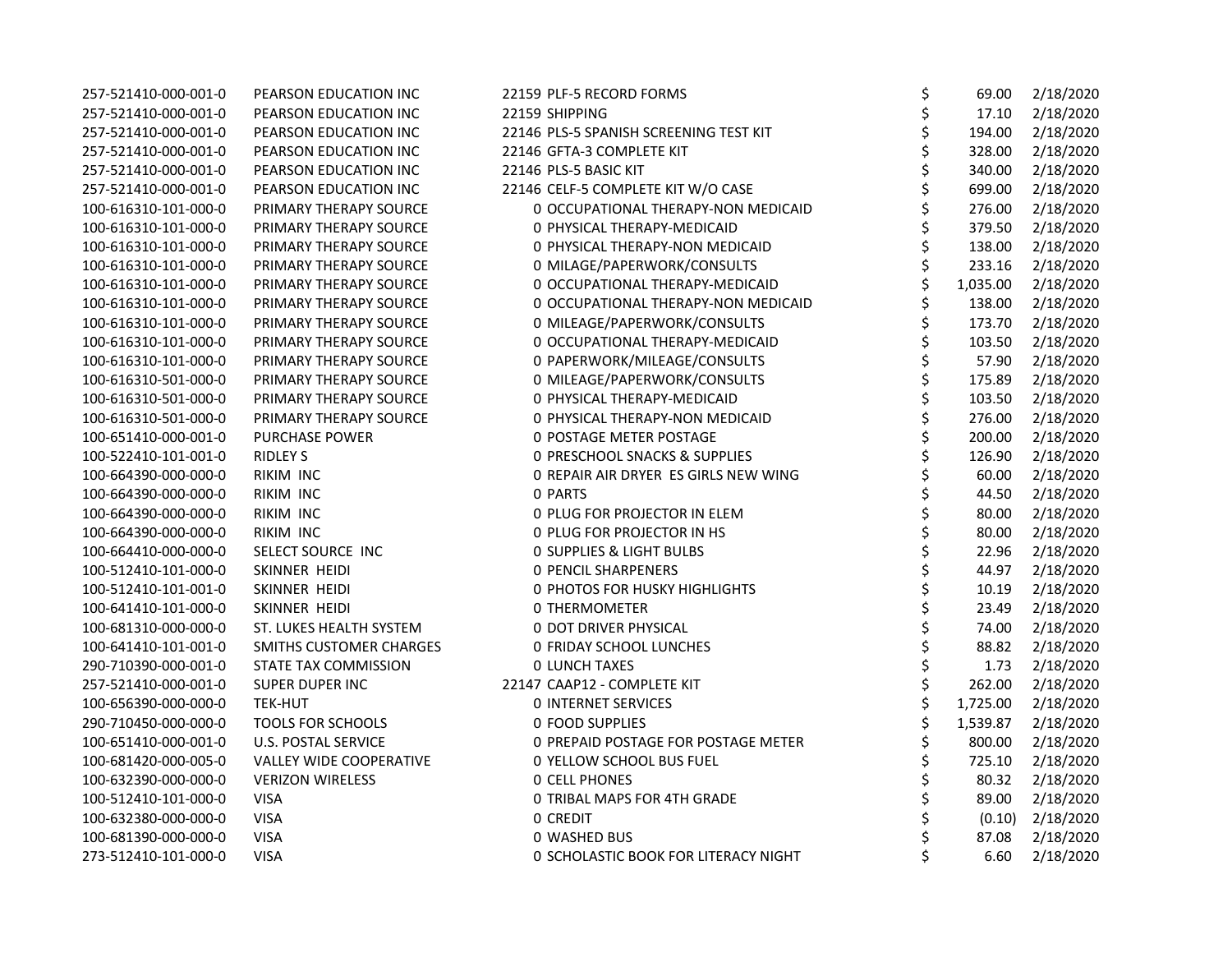| | | | | | |
|---|---|---|---|---|---|
| 257-521410-000-001-0 | PEARSON EDUCATION INC | 22159 PLF-5 RECORD FORMS | $ | 69.00 | 2/18/2020 |
| 257-521410-000-001-0 | PEARSON EDUCATION INC | 22159 SHIPPING | $ | 17.10 | 2/18/2020 |
| 257-521410-000-001-0 | PEARSON EDUCATION INC | 22146 PLS-5 SPANISH SCREENING TEST KIT | $ | 194.00 | 2/18/2020 |
| 257-521410-000-001-0 | PEARSON EDUCATION INC | 22146 GFTA-3 COMPLETE KIT | $ | 328.00 | 2/18/2020 |
| 257-521410-000-001-0 | PEARSON EDUCATION INC | 22146 PLS-5 BASIC KIT | $ | 340.00 | 2/18/2020 |
| 257-521410-000-001-0 | PEARSON EDUCATION INC | 22146 CELF-5 COMPLETE KIT W/O CASE | $ | 699.00 | 2/18/2020 |
| 100-616310-101-000-0 | PRIMARY THERAPY SOURCE | 0 OCCUPATIONAL THERAPY-NON MEDICAID | $ | 276.00 | 2/18/2020 |
| 100-616310-101-000-0 | PRIMARY THERAPY SOURCE | 0 PHYSICAL THERAPY-MEDICAID | $ | 379.50 | 2/18/2020 |
| 100-616310-101-000-0 | PRIMARY THERAPY SOURCE | 0 PHYSICAL THERAPY-NON MEDICAID | $ | 138.00 | 2/18/2020 |
| 100-616310-101-000-0 | PRIMARY THERAPY SOURCE | 0 MILAGE/PAPERWORK/CONSULTS | $ | 233.16 | 2/18/2020 |
| 100-616310-101-000-0 | PRIMARY THERAPY SOURCE | 0 OCCUPATIONAL THERAPY-MEDICAID | $ | 1,035.00 | 2/18/2020 |
| 100-616310-101-000-0 | PRIMARY THERAPY SOURCE | 0 OCCUPATIONAL THERAPY-NON MEDICAID | $ | 138.00 | 2/18/2020 |
| 100-616310-101-000-0 | PRIMARY THERAPY SOURCE | 0 MILEAGE/PAPERWORK/CONSULTS | $ | 173.70 | 2/18/2020 |
| 100-616310-101-000-0 | PRIMARY THERAPY SOURCE | 0 OCCUPATIONAL THERAPY-MEDICAID | $ | 103.50 | 2/18/2020 |
| 100-616310-101-000-0 | PRIMARY THERAPY SOURCE | 0 PAPERWORK/MILEAGE/CONSULTS | $ | 57.90 | 2/18/2020 |
| 100-616310-501-000-0 | PRIMARY THERAPY SOURCE | 0 MILEAGE/PAPERWORK/CONSULTS | $ | 175.89 | 2/18/2020 |
| 100-616310-501-000-0 | PRIMARY THERAPY SOURCE | 0 PHYSICAL THERAPY-MEDICAID | $ | 103.50 | 2/18/2020 |
| 100-616310-501-000-0 | PRIMARY THERAPY SOURCE | 0 PHYSICAL THERAPY-NON MEDICAID | $ | 276.00 | 2/18/2020 |
| 100-651410-000-001-0 | PURCHASE POWER | 0 POSTAGE METER POSTAGE | $ | 200.00 | 2/18/2020 |
| 100-522410-101-001-0 | RIDLEY S | 0 PRESCHOOL SNACKS & SUPPLIES | $ | 126.90 | 2/18/2020 |
| 100-664390-000-000-0 | RIKIM INC | 0 REPAIR AIR DRYER ES GIRLS NEW WING | $ | 60.00 | 2/18/2020 |
| 100-664390-000-000-0 | RIKIM INC | 0 PARTS | $ | 44.50 | 2/18/2020 |
| 100-664390-000-000-0 | RIKIM INC | 0 PLUG FOR PROJECTOR IN ELEM | $ | 80.00 | 2/18/2020 |
| 100-664390-000-000-0 | RIKIM INC | 0 PLUG FOR PROJECTOR IN HS | $ | 80.00 | 2/18/2020 |
| 100-664410-000-000-0 | SELECT SOURCE INC | 0 SUPPLIES & LIGHT BULBS | $ | 22.96 | 2/18/2020 |
| 100-512410-101-000-0 | SKINNER HEIDI | 0 PENCIL SHARPENERS | $ | 44.97 | 2/18/2020 |
| 100-512410-101-001-0 | SKINNER HEIDI | 0 PHOTOS FOR HUSKY HIGHLIGHTS | $ | 10.19 | 2/18/2020 |
| 100-641410-101-000-0 | SKINNER HEIDI | 0 THERMOMETER | $ | 23.49 | 2/18/2020 |
| 100-681310-000-000-0 | ST. LUKES HEALTH SYSTEM | 0 DOT DRIVER PHYSICAL | $ | 74.00 | 2/18/2020 |
| 100-641410-101-001-0 | SMITHS CUSTOMER CHARGES | 0 FRIDAY SCHOOL LUNCHES | $ | 88.82 | 2/18/2020 |
| 290-710390-000-001-0 | STATE TAX COMMISSION | 0 LUNCH TAXES | $ | 1.73 | 2/18/2020 |
| 257-521410-000-001-0 | SUPER DUPER INC | 22147 CAAP12 - COMPLETE KIT | $ | 262.00 | 2/18/2020 |
| 100-656390-000-000-0 | TEK-HUT | 0 INTERNET SERVICES | $ | 1,725.00 | 2/18/2020 |
| 290-710450-000-000-0 | TOOLS FOR SCHOOLS | 0 FOOD SUPPLIES | $ | 1,539.87 | 2/18/2020 |
| 100-651410-000-001-0 | U.S. POSTAL SERVICE | 0 PREPAID POSTAGE FOR POSTAGE METER | $ | 800.00 | 2/18/2020 |
| 100-681420-000-005-0 | VALLEY WIDE COOPERATIVE | 0 YELLOW SCHOOL BUS FUEL | $ | 725.10 | 2/18/2020 |
| 100-632390-000-000-0 | VERIZON WIRELESS | 0 CELL PHONES | $ | 80.32 | 2/18/2020 |
| 100-512410-101-000-0 | VISA | 0 TRIBAL MAPS FOR 4TH GRADE | $ | 89.00 | 2/18/2020 |
| 100-632380-000-000-0 | VISA | 0 CREDIT | $ | (0.10) | 2/18/2020 |
| 100-681390-000-000-0 | VISA | 0 WASHED BUS | $ | 87.08 | 2/18/2020 |
| 273-512410-101-000-0 | VISA | 0 SCHOLASTIC BOOK FOR LITERACY NIGHT | $ | 6.60 | 2/18/2020 |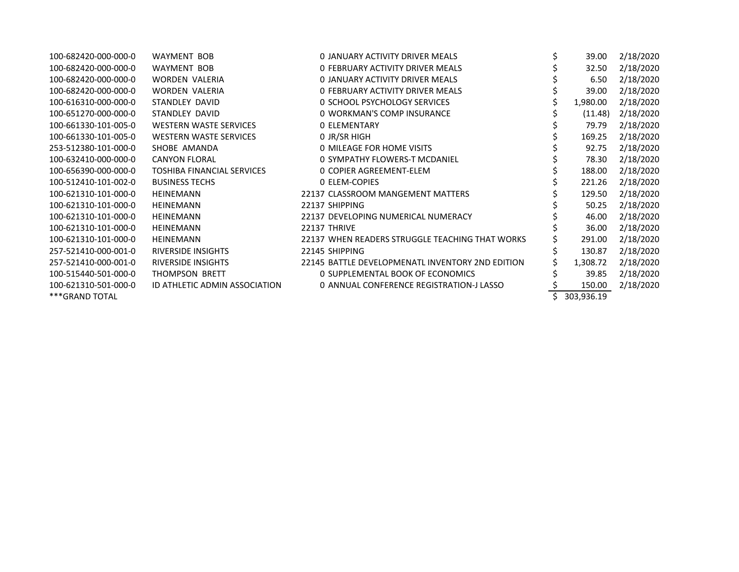| | | | | | |
|---|---|---|---|---|---|
| 100-682420-000-000-0 | WAYMENT BOB | 0 | JANUARY ACTIVITY DRIVER MEALS | $ 39.00 | 2/18/2020 |
| 100-682420-000-000-0 | WAYMENT BOB | 0 | FEBRUARY ACTIVITY DRIVER MEALS | $ 32.50 | 2/18/2020 |
| 100-682420-000-000-0 | WORDEN VALERIA | 0 | JANUARY ACTIVITY DRIVER MEALS | $ 6.50 | 2/18/2020 |
| 100-682420-000-000-0 | WORDEN VALERIA | 0 | FEBRUARY ACTIVITY DRIVER MEALS | $ 39.00 | 2/18/2020 |
| 100-616310-000-000-0 | STANDLEY DAVID | 0 | SCHOOL PSYCHOLOGY SERVICES | $ 1,980.00 | 2/18/2020 |
| 100-651270-000-000-0 | STANDLEY DAVID | 0 | WORKMAN'S COMP INSURANCE | $ (11.48) | 2/18/2020 |
| 100-661330-101-005-0 | WESTERN WASTE SERVICES | 0 | ELEMENTARY | $ 79.79 | 2/18/2020 |
| 100-661330-101-005-0 | WESTERN WASTE SERVICES | 0 | JR/SR HIGH | $ 169.25 | 2/18/2020 |
| 253-512380-101-000-0 | SHOBE AMANDA | 0 | MILEAGE FOR HOME VISITS | $ 92.75 | 2/18/2020 |
| 100-632410-000-000-0 | CANYON FLORAL | 0 | SYMPATHY FLOWERS-T MCDANIEL | $ 78.30 | 2/18/2020 |
| 100-656390-000-000-0 | TOSHIBA FINANCIAL SERVICES | 0 | COPIER AGREEMENT-ELEM | $ 188.00 | 2/18/2020 |
| 100-512410-101-002-0 | BUSINESS TECHS | 0 | ELEM-COPIES | $ 221.26 | 2/18/2020 |
| 100-621310-101-000-0 | HEINEMANN | 22137 | CLASSROOM MANGEMENT MATTERS | $ 129.50 | 2/18/2020 |
| 100-621310-101-000-0 | HEINEMANN | 22137 | SHIPPING | $ 50.25 | 2/18/2020 |
| 100-621310-101-000-0 | HEINEMANN | 22137 | DEVELOPING NUMERICAL NUMERACY | $ 46.00 | 2/18/2020 |
| 100-621310-101-000-0 | HEINEMANN | 22137 | THRIVE | $ 36.00 | 2/18/2020 |
| 100-621310-101-000-0 | HEINEMANN | 22137 | WHEN READERS STRUGGLE TEACHING THAT WORKS | $ 291.00 | 2/18/2020 |
| 257-521410-000-001-0 | RIVERSIDE INSIGHTS | 22145 | SHIPPING | $ 130.87 | 2/18/2020 |
| 257-521410-000-001-0 | RIVERSIDE INSIGHTS | 22145 | BATTLE DEVELOPMENATL INVENTORY 2ND EDITION | $ 1,308.72 | 2/18/2020 |
| 100-515440-501-000-0 | THOMPSON BRETT | 0 | SUPPLEMENTAL BOOK OF ECONOMICS | $ 39.85 | 2/18/2020 |
| 100-621310-501-000-0 | ID ATHLETIC ADMIN ASSOCIATION | 0 | ANNUAL CONFERENCE REGISTRATION-J LASSO | $ 150.00 | 2/18/2020 |
| ***GRAND TOTAL | | | | $ 303,936.19 | |